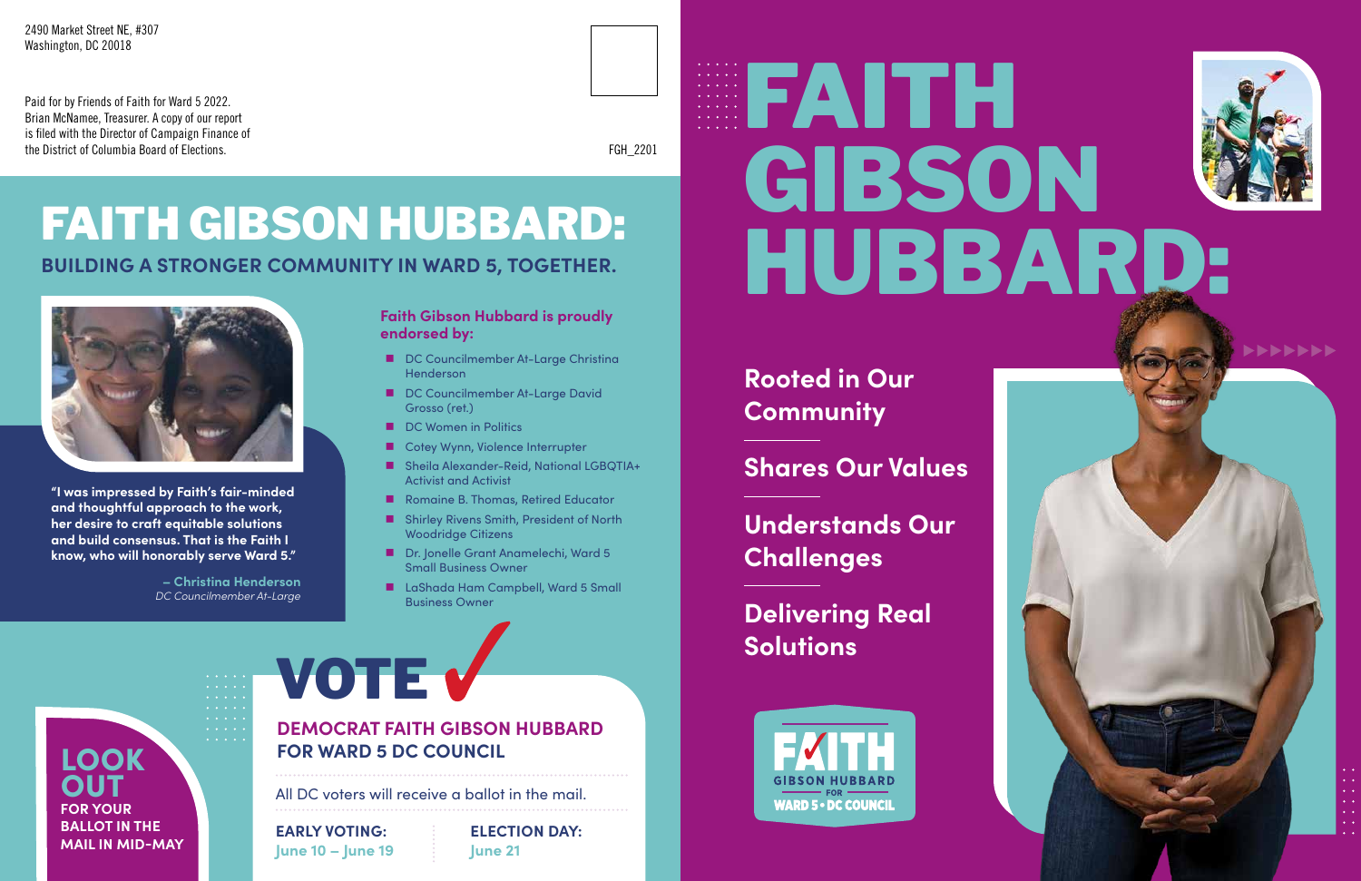2490 Market Street NE, #307
Washington, DC 20018

Paid for by Friends of Faith for Ward 5 2022. Brian McNamee, Treasurer. A copy of our report is filed with the Director of Campaign Finance of the District of Columbia Board of Elections.

FGH_2201

# FAITH GIBSON HUBBARD:

## BUILDING A STRONGER COMMUNITY IN WARD 5, TOGETHER.

**"I was impressed by Faith's fair-minded and thoughtful approach to the work, her desire to craft equitable solutions and build consensus. That is the Faith I know, who will honorably serve Ward 5."**

**– Christina Henderson**
*DC Councilmember At-Large*

### Faith Gibson Hubbard is proudly endorsed by:

- DC Councilmember At-Large Christina Henderson
- DC Councilmember At-Large David Grosso (ret.)
- DC Women in Politics
- Cotey Wynn, Violence Interrupter
- Sheila Alexander-Reid, National LGBQTIA+ Activist and Activist
- Romaine B. Thomas, Retired Educator
- Shirley Rivens Smith, President of North Woodridge Citizens
- Dr. Jonelle Grant Anamelechi, Ward 5 Small Business Owner
- LaShada Ham Campbell, Ward 5 Small Business Owner

## LOOK OUT

**FOR YOUR BALLOT IN THE MAIL IN MID-MAY**

## VOTE ✓

**DEMOCRAT FAITH GIBSON HUBBARD FOR WARD 5 DC COUNCIL**

All DC voters will receive a ballot in the mail.

| EARLY VOTING: | ELECTION DAY: |
|---|---|
| June 10 – June 19 | June 21 |

# FAITH GIBSON HUBBARD:

**Rooted in Our Community**

**Shares Our Values**

**Understands Our Challenges**

**Delivering Real Solutions**

FAITH GIBSON HUBBARD FOR WARD 5 • DC COUNCIL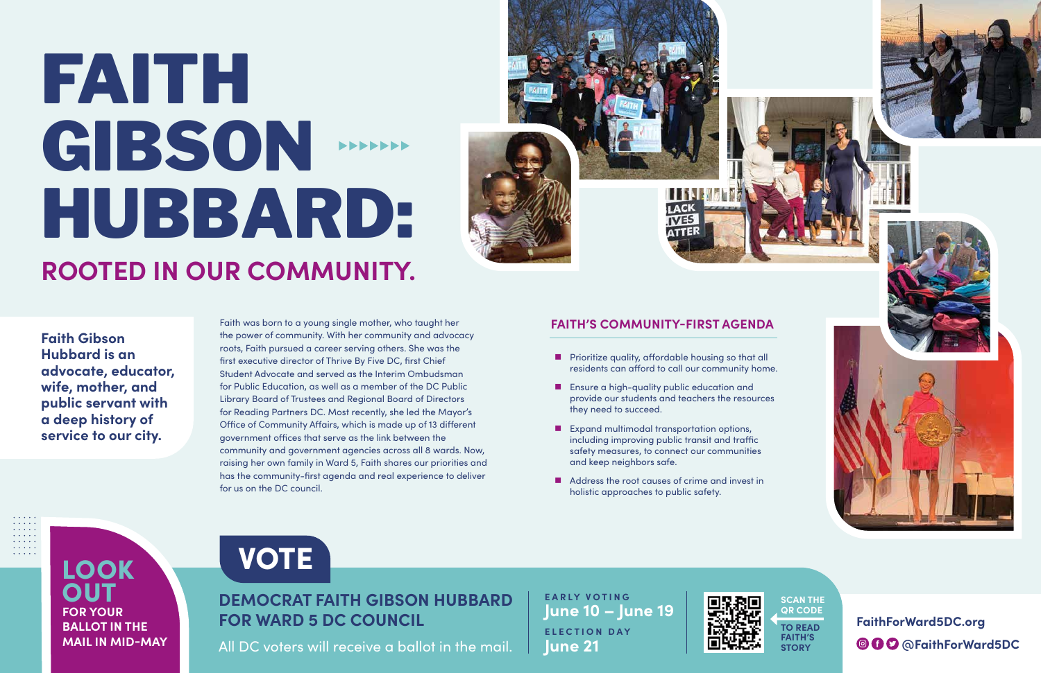# FAITH GIBSON HUBBARD:

## ROOTED IN OUR COMMUNITY.

**Faith Gibson Hubbard is an advocate, educator, wife, mother, and public servant with a deep history of service to our city.**

Faith was born to a young single mother, who taught her the power of community. With her community and advocacy roots, Faith pursued a career serving others. She was the first executive director of Thrive By Five DC, first Chief Student Advocate and served as the Interim Ombudsman for Public Education, as well as a member of the DC Public Library Board of Trustees and Regional Board of Directors for Reading Partners DC. Most recently, she led the Mayor's Office of Community Affairs, which is made up of 13 different government offices that serve as the link between the community and government agencies across all 8 wards. Now, raising her own family in Ward 5, Faith shares our priorities and has the community-first agenda and real experience to deliver for us on the DC council.

### FAITH'S COMMUNITY-FIRST AGENDA

- Prioritize quality, affordable housing so that all residents can afford to call our community home.
- Ensure a high-quality public education and provide our students and teachers the resources they need to succeed.
- Expand multimodal transportation options, including improving public transit and traffic safety measures, to connect our communities and keep neighbors safe.
- Address the root causes of crime and invest in holistic approaches to public safety.

**LOOK OUT** FOR YOUR BALLOT IN THE MAIL IN MID-MAY

## VOTE

**DEMOCRAT FAITH GIBSON HUBBARD FOR WARD 5 DC COUNCIL**

All DC voters will receive a ballot in the mail.

EARLY VOTING
**June 10 – June 19**

ELECTION DAY
**June 21**

SCAN THE QR CODE TO READ FAITH'S STORY

**FaithForWard5DC.org**

**@FaithForWard5DC**